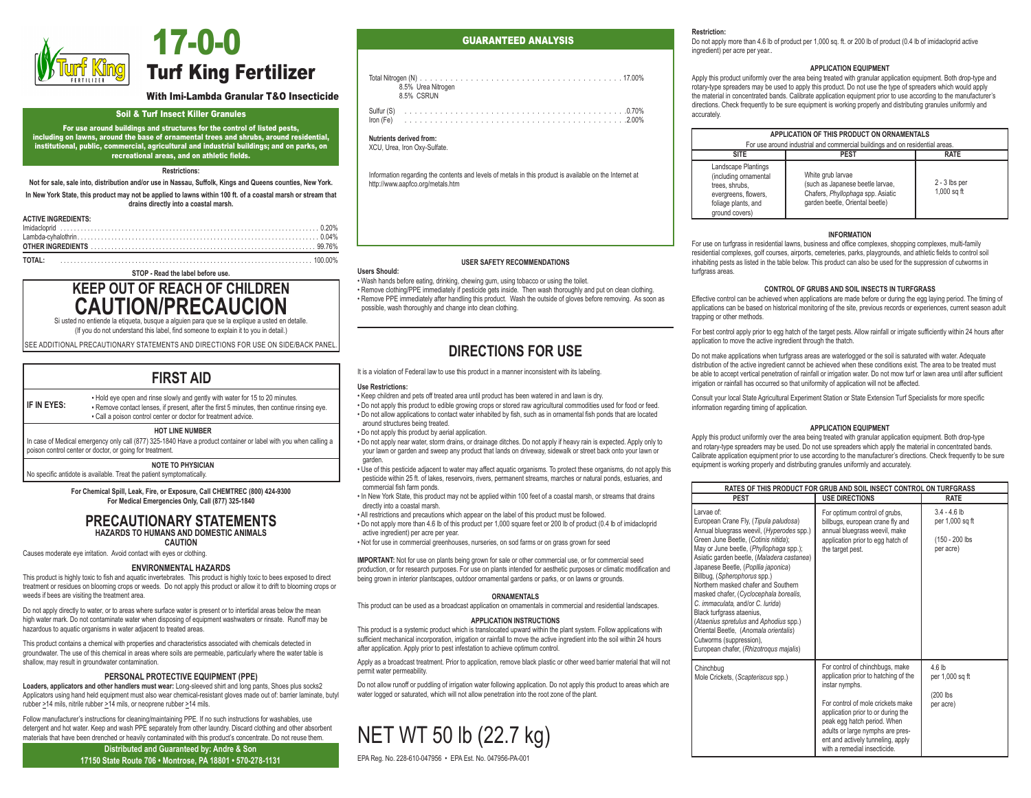# 17-0-0

# Turf King Fertilizer

### With Imi-Lambda Granular T&O Insecticide

**Soil & Turf Insect Killer Granules**

**For use around buildings and structures for the control of listed pests, including on lawns, around the base of ornamental trees and shrubs, around residential, institutional, public, commercial, agricultural and industrial buildings; and on parks, on recreational areas, and on athletic fields.**

**Restrictions:**

**Not for sale, sale into, distribution and/or use in Nassau, Suffolk, Kings and Queens counties, New York.**

**In New York State, this product may not be applied to lawns within 100 ft. of a coastal marsh or stream that drains directly into a coastal marsh.**

**ACTIVE INGREDIENTS:**

| | |
|---|---|
| Imidacloprid | 0.20% |
| Lambda-cyhalothrin | 0.04% |
| **OTHER INGREDIENTS** | 99.76% |
| **TOTAL:** | 100.00% |

**STOP - Read the label before use.**

## KEEP OUT OF REACH OF CHILDREN
# CAUTION/PRECAUCION

Si usted no entiende la etiqueta, busque a alguien para que se la explique a usted en detalle.
(If you do not understand this label, find someone to explain it to you in detail.)

SEE ADDITIONAL PRECAUTIONARY STATEMENTS AND DIRECTIONS FOR USE ON SIDE/BACK PANEL.

## FIRST AID

**IF IN EYES:**
- Hold eye open and rinse slowly and gently with water for 15 to 20 minutes.
- Remove contact lenses, if present, after the first 5 minutes, then continue rinsing eye.
- Call a poison control center or doctor for treatment advice.

**HOT LINE NUMBER**

In case of Medical emergency only call (877) 325-1840 Have a product container or label with you when calling a poison control center or doctor, or going for treatment.

**NOTE TO PHYSICIAN**

No specific antidote is available. Treat the patient symptomatically.

**For Chemical Spill, Leak, Fire, or Exposure, Call CHEMTREC (800) 424-9300**
**For Medical Emergencies Only, Call (877) 325-1840**

## PRECAUTIONARY STATEMENTS
**HAZARDS TO HUMANS AND DOMESTIC ANIMALS**
**CAUTION**

Causes moderate eye irritation. Avoid contact with eyes or clothing.

**ENVIRONMENTAL HAZARDS**

This product is highly toxic to fish and aquatic invertebrates. This product is highly toxic to bees exposed to direct treatment or residues on blooming crops or weeds. Do not apply this product or allow it to drift to blooming crops or weeds if bees are visiting the treatment area.

Do not apply directly to water, or to areas where surface water is present or to intertidal areas below the mean high water mark. Do not contaminate water when disposing of equipment washwaters or rinsate. Runoff may be hazardous to aquatic organisms in water adjacent to treated areas.

This product contains a chemical with properties and characteristics associated with chemicals detected in groundwater. The use of this chemical in areas where soils are permeable, particularly where the water table is shallow, may result in groundwater contamination.

**PERSONAL PROTECTIVE EQUIPMENT (PPE)**

**Loaders, applicators and other handlers must wear:** Long-sleeved shirt and long pants, Shoes plus socks2 Applicators using hand held equipment must also wear chemical-resistant gloves made out of: barrier laminate, butyl rubber >14 mils, nitrile rubber >14 mils, or neoprene rubber >14 mils.

Follow manufacturer's instructions for cleaning/maintaining PPE. If no such instructions for washables, use detergent and hot water. Keep and wash PPE separately from other laundry. Discard clothing and other absorbent materials that have been drenched or heavily contaminated with this product's concentrate. Do not reuse them.

**Distributed and Guaranteed by: Andre & Son**
**17150 State Route 706 • Montrose, PA 18801 • 570-278-1131**

## GUARANTEED ANALYSIS

| | |
|---|---|
| Total Nitrogen (N) | 17.00% |
| 8.5% Urea Nitrogen | |
| 8.5% CSRUN | |
| Sulfur (S) | 0.70% |
| Iron (Fe) | 2.00% |

**Nutrients derived from:**
XCU, Urea, Iron Oxy-Sulfate.

Information regarding the contents and levels of metals in this product is available on the Internet at http://www.aapfco.org/metals.htm

**USER SAFETY RECOMMENDATIONS**

**Users Should:**
- Wash hands before eating, drinking, chewing gum, using tobacco or using the toilet.
- Remove clothing/PPE immediately if pesticide gets inside. Then wash thoroughly and put on clean clothing.
- Remove PPE immediately after handling this product. Wash the outside of gloves before removing. As soon as possible, wash thoroughly and change into clean clothing.

## DIRECTIONS FOR USE

It is a violation of Federal law to use this product in a manner inconsistent with its labeling.

**Use Restrictions:**
- Keep children and pets off treated area until product has been watered in and lawn is dry.
- Do not apply this product to edible growing crops or stored raw agricultural commodities used for food or feed.
- Do not allow applications to contact water inhabited by fish, such as in ornamental fish ponds that are located around structures being treated.
- Do not apply this product by aerial application.
- Do not apply near water, storm drains, or drainage ditches. Do not apply if heavy rain is expected. Apply only to your lawn or garden and sweep any product that lands on driveway, sidewalk or street back onto your lawn or garden.
- Use of this pesticide adjacent to water may affect aquatic organisms. To protect these organisms, do not apply this pesticide within 25 ft. of lakes, reservoirs, rivers, permanent streams, marches or natural ponds, estuaries, and commercial fish farm ponds.
- In New York State, this product may not be applied within 100 feet of a coastal marsh, or streams that drains directly into a coastal marsh.
- All restrictions and precautions which appear on the label of this product must be followed.
- Do not apply more than 4.6 lb of this product per 1,000 square feet or 200 lb of product (0.4 lb of imidacloprid active ingredient) per acre per year.
- Not for use in commercial greenhouses, nurseries, on sod farms or on grass grown for seed

**IMPORTANT:** Not for use on plants being grown for sale or other commercial use, or for commercial seed production, or for research purposes. For use on plants intended for aesthetic purposes or climatic modification and being grown in interior plantscapes, outdoor ornamental gardens or parks, or on lawns or grounds.

**ORNAMENTALS**

This product can be used as a broadcast application on ornamentals in commercial and residential landscapes.

**APPLICATION INSTRUCTIONS**

This product is a systemic product which is translocated upward within the plant system. Follow applications with sufficient mechanical incorporation, irrigation or rainfall to move the active ingredient into the soil within 24 hours after application. Apply prior to pest infestation to achieve optimum control.

Apply as a broadcast treatment. Prior to application, remove black plastic or other weed barrier material that will not permit water permeability.

Do not allow runoff or puddling of irrigation water following application. Do not apply this product to areas which are water logged or saturated, which will not allow penetration into the root zone of the plant.

# NET WT 50 lb (22.7 kg)

EPA Reg. No. 228-610-047956 • EPA Est. No. 047956-PA-001

**Restriction:**

Do not apply more than 4.6 lb of product per 1,000 sq. ft. or 200 lb of product (0.4 lb of imidacloprid active ingredient) per acre per year..

**APPLICATION EQUIPMENT**

Apply this product uniformly over the area being treated with granular application equipment. Both drop-type and rotary-type spreaders may be used to apply this product. Do not use the type of spreaders which would apply the material in concentrated bands. Calibrate application equipment prior to use according to the manufacturer's directions. Check frequently to be sure equipment is working properly and distributing granules uniformly and accurately.

| APPLICATION OF THIS PRODUCT ON ORNAMENTALS<br>For use around industrial and commercial buildings and on residential areas. | | |
|---|---|---|
| **SITE** | **PEST** | **RATE** |
| Landscape Plantings (including ornamental trees, shrubs, evergreens, flowers, foliage plants, and ground covers) | White grub larvae (such as Japanese beetle larvae, Chafers, *Phyllophaga* spp. Asiatic garden beetle, Oriental beetle) | 2 - 3 lbs per 1,000 sq ft |

**INFORMATION**

For use on turfgrass in residential lawns, business and office complexes, shopping complexes, multi-family residential complexes, golf courses, airports, cemeteries, parks, playgrounds, and athletic fields to control soil inhabiting pests as listed in the table below. This product can also be used for the suppression of cutworms in turfgrass areas.

**CONTROL OF GRUBS AND SOIL INSECTS IN TURFGRASS**

Effective control can be achieved when applications are made before or during the egg laying period. The timing of applications can be based on historical monitoring of the site, previous records or experiences, current season adult trapping or other methods.

For best control apply prior to egg hatch of the target pests. Allow rainfall or irrigate sufficiently within 24 hours after application to move the active ingredient through the thatch.

Do not make applications when turfgrass areas are waterlogged or the soil is saturated with water. Adequate distribution of the active ingredient cannot be achieved when these conditions exist. The area to be treated must be able to accept vertical penetration of rainfall or irrigation water. Do not mow turf or lawn area until after sufficient irrigation or rainfall has occurred so that uniformity of application will not be affected.

Consult your local State Agricultural Experiment Station or State Extension Turf Specialists for more specific information regarding timing of application.

**APPLICATION EQUIPMENT**

Apply this product uniformly over the area being treated with granular application equipment. Both drop-type and rotary-type spreaders may be used. Do not use spreaders which apply the material in concentrated bands. Calibrate application equipment prior to use according to the manufacturer's directions. Check frequently to be sure equipment is working properly and distributing granules uniformly and accurately.

| RATES OF THIS PRODUCT FOR GRUB AND SOIL INSECT CONTROL ON TURFGRASS | | |
|---|---|---|
| **PEST** | **USE DIRECTIONS** | **RATE** |
| Larvae of:<br>European Crane Fly, (*Tipula paludosa*)<br>Annual bluegrass weevil, (*Hyperodes* spp.)<br>Green June Beetle, (*Cotinis nitida*);<br>May or June beetle, (*Phyllophaga* spp.);<br>Asiatic garden beetle, (*Maladera castanea*)<br>Japanese Beetle, (*Popilia japonica*)<br>Billbug, (*Spherophorus* spp.)<br>Northern masked chafer and Southern masked chafer, (*Cyclocephala borealis, C. immaculata,* and/or *C. lurida*)<br>Black turfgrass ataenius, (*Ataenius spretulus* and *Aphodius* spp.)<br>Oriental Beetle, (*Anomala orientalis*)<br>Cutworms (suppression),<br>European chafer, (*Rhizotroqus majalis*) | For optimum control of grubs, billbugs, european crane fly and annual bluegrass weevil, make application prior to egg hatch of the target pest. | 3.4 - 4.6 lb per 1,000 sq ft<br><br>(150 - 200 lbs per acre) |
| Chinchbug<br>Mole Crickets, (*Scapteriscus* spp.) | For control of chinchbugs, make application prior to hatching of the instar nymphs.<br><br>For control of mole crickets make application prior to or during the peak egg hatch period. When adults or large nymphs are present and actively tunneling, apply with a remedial insecticide. | 4.6 lb per 1,000 sq ft<br><br>(200 lbs per acre) |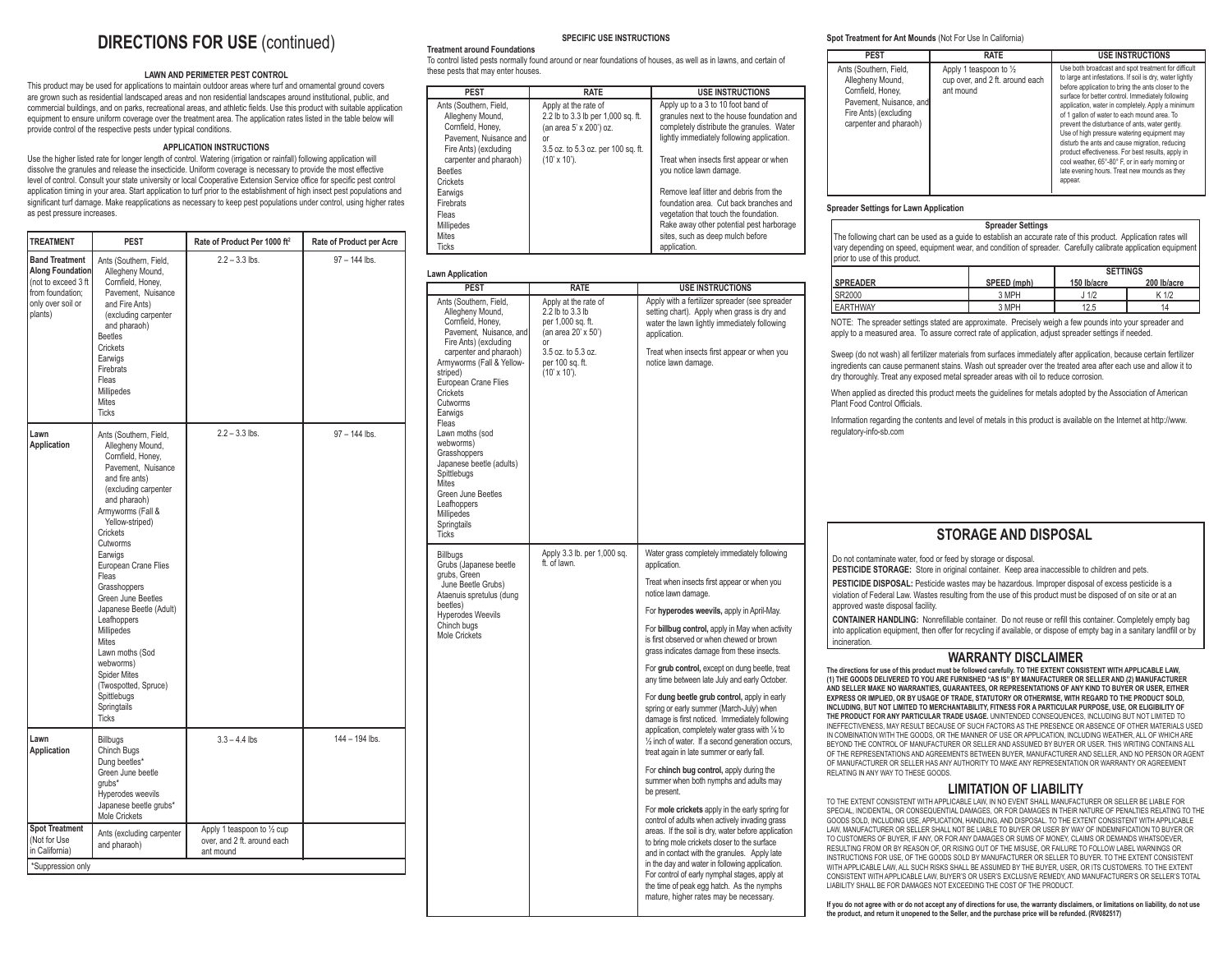# DIRECTIONS FOR USE (continued)

### LAWN AND PERIMETER PEST CONTROL

This product may be used for applications to maintain outdoor areas where turf and ornamental ground covers are grown such as residential landscaped areas and non residential landscapes around institutional, public, and commercial buildings, and on parks, recreational areas, and athletic fields. Use this product with suitable application equipment to ensure uniform coverage over the treatment area. The application rates listed in the table below will provide control of the respective pests under typical conditions.

### APPLICATION INSTRUCTIONS

Use the higher listed rate for longer length of control. Watering (irrigation or rainfall) following application will dissolve the granules and release the insecticide. Uniform coverage is necessary to provide the most effective level of control. Consult your state university or local Cooperative Extension Service office for specific pest control application timing in your area. Start application to turf prior to the establishment of high insect pest populations and significant turf damage. Make reapplications as necessary to keep pest populations under control, using higher rates as pest pressure increases.

| TREATMENT | PEST | Rate of Product Per 1000 ft² | Rate of Product per Acre |
|---|---|---|---|
| **Band Treatment Along Foundation** (not to exceed 3 ft from foundation; only over soil or plants) | Ants (Southern, Field, Allegheny Mound, Cornfield, Honey, Pavement, Nuisance and Fire Ants) (excluding carpenter and pharaoh) Beetles Crickets Earwigs Firebrats Fleas Millipedes Mites Ticks | 2.2 – 3.3 lbs. | 97 – 144 lbs. |
| **Lawn Application** | Ants (Southern, Field, Allegheny Mound, Cornfield, Honey, Pavement, Nuisance and fire ants) (excluding carpenter and pharaoh) Armyworms (Fall & Yellow-striped) Crickets Cutworms Earwigs European Crane Flies Fleas Grasshoppers Green June Beetles Japanese Beetle (Adult) Leafhoppers Millipedes Mites Lawn moths (Sod webworms) Spider Mites (Twospotted, Spruce) Spittlebugs Springtails Ticks | 2.2 – 3.3 lbs. | 97 – 144 lbs. |
| **Lawn Application** | Billbugs Chinch Bugs Dung beetles* Green June beetle grubs* Hyperodes weevils Japanese beetle grubs* Mole Crickets | 3.3 – 4.4 lbs | 144 – 194 lbs. |
| **Spot Treatment** (Not for Use in California) | Ants (excluding carpenter and pharaoh) | Apply 1 teaspoon to ½ cup over, and 2 ft. around each ant mound | |

*Suppression only

### SPECIFIC USE INSTRUCTIONS

**Treatment around Foundations**

To control listed pests normally found around or near foundations of houses, as well as in lawns, and certain of these pests that may enter houses.

| PEST | RATE | USE INSTRUCTIONS |
|---|---|---|
| Ants (Southern, Field, Allegheny Mound, Cornfield, Honey, Pavement, Nuisance and Fire Ants) (excluding carpenter and pharaoh) Beetles Crickets Earwigs Firebrats Fleas Millipedes Mites Ticks | Apply at the rate of 2.2 lb to 3.3 lbs. per 1,000 sq. ft. (an area 5' x 200') oz. or 3.5 oz. to 5.3 oz. per 100 sq. ft. (10' x 10'). | Apply up to a 3 to 10 foot band of granules next to the house foundation and completely distribute the granules. Water lightly immediately following application. Treat when insects first appear or when you notice lawn damage. Remove leaf litter and debris from the foundation area. Cut back branches and vegetation that touch the foundation. Rake away other potential pest harborage sites, such as deep mulch before application. |

**Lawn Application**

| PEST | RATE | USE INSTRUCTIONS |
|---|---|---|
| Ants (Southern, Field, Allegheny Mound, Cornfield, Honey, Pavement, Nuisance, and Fire Ants) (excluding carpenter and pharaoh) Armyworms (Fall & Yellow-striped) European Crane Flies Crickets Cutworms Earwigs Fleas Lawn moths (sod webworms) Grasshoppers Japanese beetle (adults) Spittlebugs Mites Green June Beetles Leafhoppers Millipedes Springtails Ticks | Apply at the rate of 2.2 lb to 3.3 lb per 1,000 sq. ft. (an area 20' x 50') or 3.5 oz. to 5.3 oz. per 100 sq. ft. (10' x 10'). | Apply with a fertilizer spreader (see spreader setting chart). Apply when grass is dry and water the lawn lightly immediately following application. Treat when insects first appear or when you notice lawn damage. |
| Billbugs Grubs (Japanese beetle grubs, Green June Beetle Grubs) Ataenuis spretulus (dung beetles) Hyperodes Weevils Chinch bugs Mole Crickets | Apply 3.3 lb. per 1,000 sq. ft. of lawn. | Water grass completely immediately following application. Treat when insects first appear or when you notice lawn damage. For **hyperodes weevils,** apply in April-May. For **billbug control,** apply in May when activity is first observed or when chewed or brown grass indicates damage from these insects. For **grub control,** except on dung beetle, treat any time between late July and early October. For **dung beetle grub control,** apply in early spring or early summer (March-July) when damage is first noticed. Immediately following application, completely water grass with ¼ to ½ inch of water. If a second generation occurs, treat again in late summer or early fall. For **chinch bug control,** apply during the summer when both nymphs and adults may be present. For **mole crickets** apply in the early spring for control of adults when actively invading grass areas. If the soil is dry, water before application to bring mole crickets closer to the surface and in contact with the granules. Apply late in the day and water in following application. For control of early nymphal stages, apply at the time of peak egg hatch. As the nymphs mature, higher rates may be necessary. |

**Spot Treatment for Ant Mounds** (Not For Use In California)

| PEST | RATE | USE INSTRUCTIONS |
|---|---|---|
| Ants (Southern, Field, Allegheny Mound, Cornfield, Honey, Pavement, Nuisance, and Fire Ants) (excluding carpenter and pharaoh) | Apply 1 teaspoon to ½ cup over, and 2 ft. around each ant mound | Use both broadcast and spot treatment for difficult to large ant infestations. If soil is dry, water lightly before application to bring the ants closer to the surface for better control. Immediately following application, water in completely. Apply a minimum of 1 gallon of water to each mound area. To prevent the disturbance of ants, water gently. Use of high pressure watering equipment may disturb the ants and cause migration, reducing product effectiveness. For best results, apply in cool weather, 65°-80° F, or in early morning or late evening hours. Treat new mounds as they appear. |

**Spreader Settings for Lawn Application**

**Spreader Settings**

The following chart can be used as a guide to establish an accurate rate of this product. Application rates will vary depending on speed, equipment wear, and condition of spreader. Carefully calibrate application equipment prior to use of this product.

| | | SETTINGS | |
|---|---|---|---|
| **SPREADER** | **SPEED (mph)** | **150 lb/acre** | **200 lb/acre** |
| SR2000 | 3 MPH | J 1/2 | K 1/2 |
| EARTHWAY | 3 MPH | 12.5 | 14 |

NOTE: The spreader settings stated are approximate. Precisely weigh a few pounds into your spreader and apply to a measured area. To assure correct rate of application, adjust spreader settings if needed.

Sweep (do not wash) all fertilizer materials from surfaces immediately after application, because certain fertilizer ingredients can cause permanent stains. Wash out spreader over the treated area after each use and allow it to dry thoroughly. Treat any exposed metal spreader areas with oil to reduce corrosion.

When applied as directed this product meets the guidelines for metals adopted by the Association of American Plant Food Control Officials.

Information regarding the contents and level of metals in this product is available on the Internet at http://www.regulatory-info-sb.com

## STORAGE AND DISPOSAL

Do not contaminate water, food or feed by storage or disposal.

**PESTICIDE STORAGE:** Store in original container. Keep area inaccessible to children and pets.

**PESTICIDE DISPOSAL:** Pesticide wastes may be hazardous. Improper disposal of excess pesticide is a violation of Federal Law. Wastes resulting from the use of this product must be disposed of on site or at an approved waste disposal facility.

**CONTAINER HANDLING:** Nonrefillable container. Do not reuse or refill this container. Completely empty bag into application equipment, then offer for recycling if available, or dispose of empty bag in a sanitary landfill or by incineration.

## WARRANTY DISCLAIMER

**The directions for use of this product must be followed carefully. TO THE EXTENT CONSISTENT WITH APPLICABLE LAW, (1) THE GOODS DELIVERED TO YOU ARE FURNISHED "AS IS" BY MANUFACTURER OR SELLER AND (2) MANUFACTURER AND SELLER MAKE NO WARRANTIES, GUARANTEES, OR REPRESENTATIONS OF ANY KIND TO BUYER OR USER, EITHER EXPRESS OR IMPLIED, OR BY USAGE OF TRADE, STATUTORY OR OTHERWISE, WITH REGARD TO THE PRODUCT SOLD, INCLUDING, BUT NOT LIMITED TO MERCHANTABILITY, FITNESS FOR A PARTICULAR PURPOSE, USE, OR ELIGIBILITY OF THE PRODUCT FOR ANY PARTICULAR TRADE USAGE.** UNINTENDED CONSEQUENCES, INCLUDING BUT NOT LIMITED TO INEFFECTIVENESS, MAY RESULT BECAUSE OF SUCH FACTORS AS THE PRESENCE OR ABSENCE OF OTHER MATERIALS USED IN COMBINATION WITH THE GOODS, OR THE MANNER OF USE OR APPLICATION, INCLUDING WEATHER, ALL OF WHICH ARE BEYOND THE CONTROL OF MANUFACTURER OR SELLER AND ASSUMED BY BUYER OR USER. THIS WRITING CONTAINS ALL OF THE REPRESENTATIONS AND AGREEMENTS BETWEEN BUYER, MANUFACTURER AND SELLER, AND NO PERSON OR AGENT OF MANUFACTURER OR SELLER HAS ANY AUTHORITY TO MAKE ANY REPRESENTATION OR WARRANTY OR AGREEMENT RELATING IN ANY WAY TO THESE GOODS.

## LIMITATION OF LIABILITY

TO THE EXTENT CONSISTENT WITH APPLICABLE LAW, IN NO EVENT SHALL MANUFACTURER OR SELLER BE LIABLE FOR SPECIAL, INCIDENTAL, OR CONSEQUENTIAL DAMAGES, OR FOR DAMAGES IN THEIR NATURE OF PENALTIES RELATING TO THE GOODS SOLD, INCLUDING USE, APPLICATION, HANDLING, AND DISPOSAL. TO THE EXTENT CONSISTENT WITH APPLICABLE LAW, MANUFACTURER OR SELLER SHALL NOT BE LIABLE TO BUYER OR USER BY WAY OF INDEMNIFICATION TO BUYER OR TO CUSTOMERS OF BUYER, IF ANY, OR FOR ANY DAMAGES OR SUMS OF MONEY, CLAIMS OR DEMANDS WHATSOEVER, RESULTING FROM OR BY REASON OF, OR RISING OUT OF THE MISUSE, OR FAILURE TO FOLLOW LABEL WARNINGS OR INSTRUCTIONS FOR USE, OF THE GOODS SOLD BY MANUFACTURER OR SELLER TO BUYER. TO THE EXTENT CONSISTENT WITH APPLICABLE LAW, ALL SUCH RISKS SHALL BE ASSUMED BY THE BUYER, USER, OR ITS CUSTOMERS. TO THE EXTENT CONSISTENT WITH APPLICABLE LAW, BUYER'S OR USER'S EXCLUSIVE REMEDY, AND MANUFACTURER'S OR SELLER'S TOTAL LIABILITY SHALL BE FOR DAMAGES NOT EXCEEDING THE COST OF THE PRODUCT.

**If you do not agree with or do not accept any of directions for use, the warranty disclaimers, or limitations on liability, do not use the product, and return it unopened to the Seller, and the purchase price will be refunded. (RV082517)**